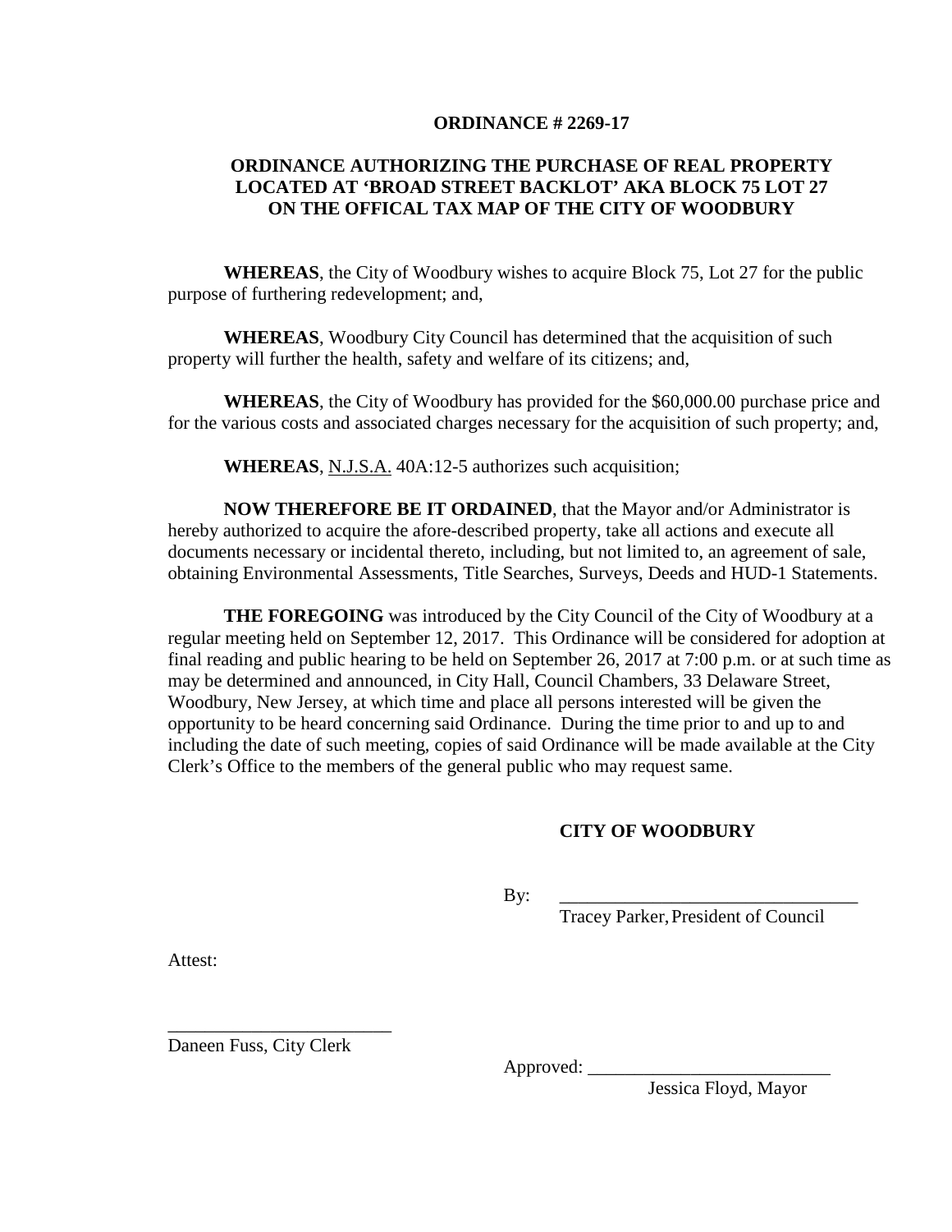**ORDINANCE # 2269-17**

**ORDINANCE AUTHORIZING THE PURCHASE OF REAL PROPERTY LOCATED AT 'BROAD STREET BACKLOT' AKA BLOCK 75 LOT 27 ON THE OFFICAL TAX MAP OF THE CITY OF WOODBURY**

**WHEREAS**, the City of Woodbury wishes to acquire Block 75, Lot 27 for the public purpose of furthering redevelopment; and,

**WHEREAS**, Woodbury City Council has determined that the acquisition of such property will further the health, safety and welfare of its citizens; and,

**WHEREAS**, the City of Woodbury has provided for the $60,000.00 purchase price and for the various costs and associated charges necessary for the acquisition of such property; and,

**WHEREAS**, N.J.S.A. 40A:12-5 authorizes such acquisition;

**NOW THEREFORE BE IT ORDAINED**, that the Mayor and/or Administrator is hereby authorized to acquire the afore-described property, take all actions and execute all documents necessary or incidental thereto, including, but not limited to, an agreement of sale, obtaining Environmental Assessments, Title Searches, Surveys, Deeds and HUD-1 Statements.

**THE FOREGOING** was introduced by the City Council of the City of Woodbury at a regular meeting held on September 12, 2017. This Ordinance will be considered for adoption at final reading and public hearing to be held on September 26, 2017 at 7:00 p.m. or at such time as may be determined and announced, in City Hall, Council Chambers, 33 Delaware Street, Woodbury, New Jersey, at which time and place all persons interested will be given the opportunity to be heard concerning said Ordinance. During the time prior to and up to and including the date of such meeting, copies of said Ordinance will be made available at the City Clerk's Office to the members of the general public who may request same.

**CITY OF WOODBURY**

By: ________________________________
Tracey Parker, President of Council

Attest:

________________________
Daneen Fuss, City Clerk

Approved: __________________________
Jessica Floyd, Mayor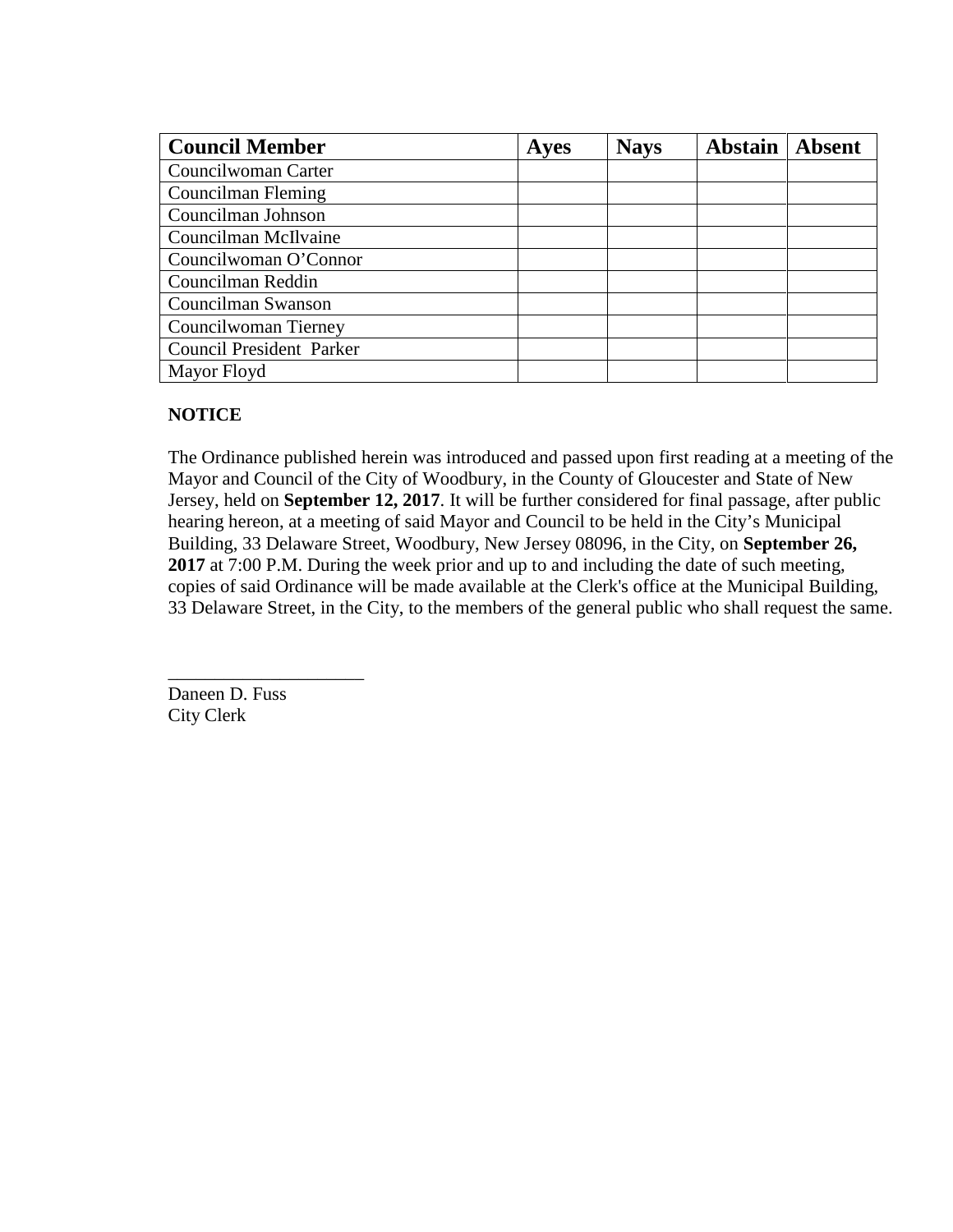| Council Member | Ayes | Nays | Abstain | Absent |
|---|---|---|---|---|
| Councilwoman Carter | | | | |
| Councilman Fleming | | | | |
| Councilman Johnson | | | | |
| Councilman McIlvaine | | | | |
| Councilwoman O'Connor | | | | |
| Councilman Reddin | | | | |
| Councilman Swanson | | | | |
| Councilwoman Tierney | | | | |
| Council President Parker | | | | |
| Mayor Floyd | | | | |

**NOTICE**

The Ordinance published herein was introduced and passed upon first reading at a meeting of the Mayor and Council of the City of Woodbury, in the County of Gloucester and State of New Jersey, held on **September 12, 2017**. It will be further considered for final passage, after public hearing hereon, at a meeting of said Mayor and Council to be held in the City's Municipal Building, 33 Delaware Street, Woodbury, New Jersey 08096, in the City, on **September 26, 2017** at 7:00 P.M. During the week prior and up to and including the date of such meeting, copies of said Ordinance will be made available at the Clerk's office at the Municipal Building, 33 Delaware Street, in the City, to the members of the general public who shall request the same.

_____________________

Daneen D. Fuss
City Clerk